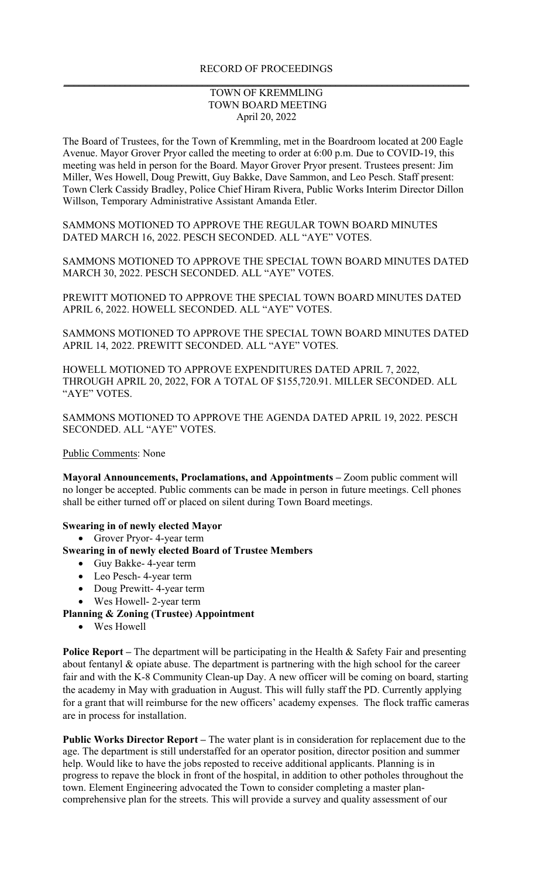RECORD OF PROCEEDINGS

TOWN OF KREMMLING
TOWN BOARD MEETING
April 20, 2022

The Board of Trustees, for the Town of Kremmling, met in the Boardroom located at 200 Eagle Avenue. Mayor Grover Pryor called the meeting to order at 6:00 p.m. Due to COVID-19, this meeting was held in person for the Board. Mayor Grover Pryor present. Trustees present: Jim Miller, Wes Howell, Doug Prewitt, Guy Bakke, Dave Sammon, and Leo Pesch. Staff present: Town Clerk Cassidy Bradley, Police Chief Hiram Rivera, Public Works Interim Director Dillon Willson, Temporary Administrative Assistant Amanda Etler.

SAMMONS MOTIONED TO APPROVE THE REGULAR TOWN BOARD MINUTES DATED MARCH 16, 2022. PESCH SECONDED. ALL "AYE" VOTES.

SAMMONS MOTIONED TO APPROVE THE SPECIAL TOWN BOARD MINUTES DATED MARCH 30, 2022. PESCH SECONDED. ALL "AYE" VOTES.

PREWITT MOTIONED TO APPROVE THE SPECIAL TOWN BOARD MINUTES DATED APRIL 6, 2022. HOWELL SECONDED. ALL "AYE" VOTES.

SAMMONS MOTIONED TO APPROVE THE SPECIAL TOWN BOARD MINUTES DATED APRIL 14, 2022. PREWITT SECONDED. ALL "AYE" VOTES.

HOWELL MOTIONED TO APPROVE EXPENDITURES DATED APRIL 7, 2022, THROUGH APRIL 20, 2022, FOR A TOTAL OF $155,720.91. MILLER SECONDED. ALL "AYE" VOTES.

SAMMONS MOTIONED TO APPROVE THE AGENDA DATED APRIL 19, 2022. PESCH SECONDED. ALL "AYE" VOTES.

Public Comments: None

**Mayoral Announcements, Proclamations, and Appointments –** Zoom public comment will no longer be accepted. Public comments can be made in person in future meetings. Cell phones shall be either turned off or placed on silent during Town Board meetings.

**Swearing in of newly elected Mayor**

- Grover Pryor- 4-year term

**Swearing in of newly elected Board of Trustee Members**

- Guy Bakke- 4-year term
- Leo Pesch- 4-year term
- Doug Prewitt- 4-year term
- Wes Howell- 2-year term

**Planning & Zoning (Trustee) Appointment**

- Wes Howell

**Police Report –** The department will be participating in the Health & Safety Fair and presenting about fentanyl & opiate abuse. The department is partnering with the high school for the career fair and with the K-8 Community Clean-up Day. A new officer will be coming on board, starting the academy in May with graduation in August. This will fully staff the PD. Currently applying for a grant that will reimburse for the new officers' academy expenses. The flock traffic cameras are in process for installation.

**Public Works Director Report –** The water plant is in consideration for replacement due to the age. The department is still understaffed for an operator position, director position and summer help. Would like to have the jobs reposted to receive additional applicants. Planning is in progress to repave the block in front of the hospital, in addition to other potholes throughout the town. Element Engineering advocated the Town to consider completing a master plan-comprehensive plan for the streets. This will provide a survey and quality assessment of our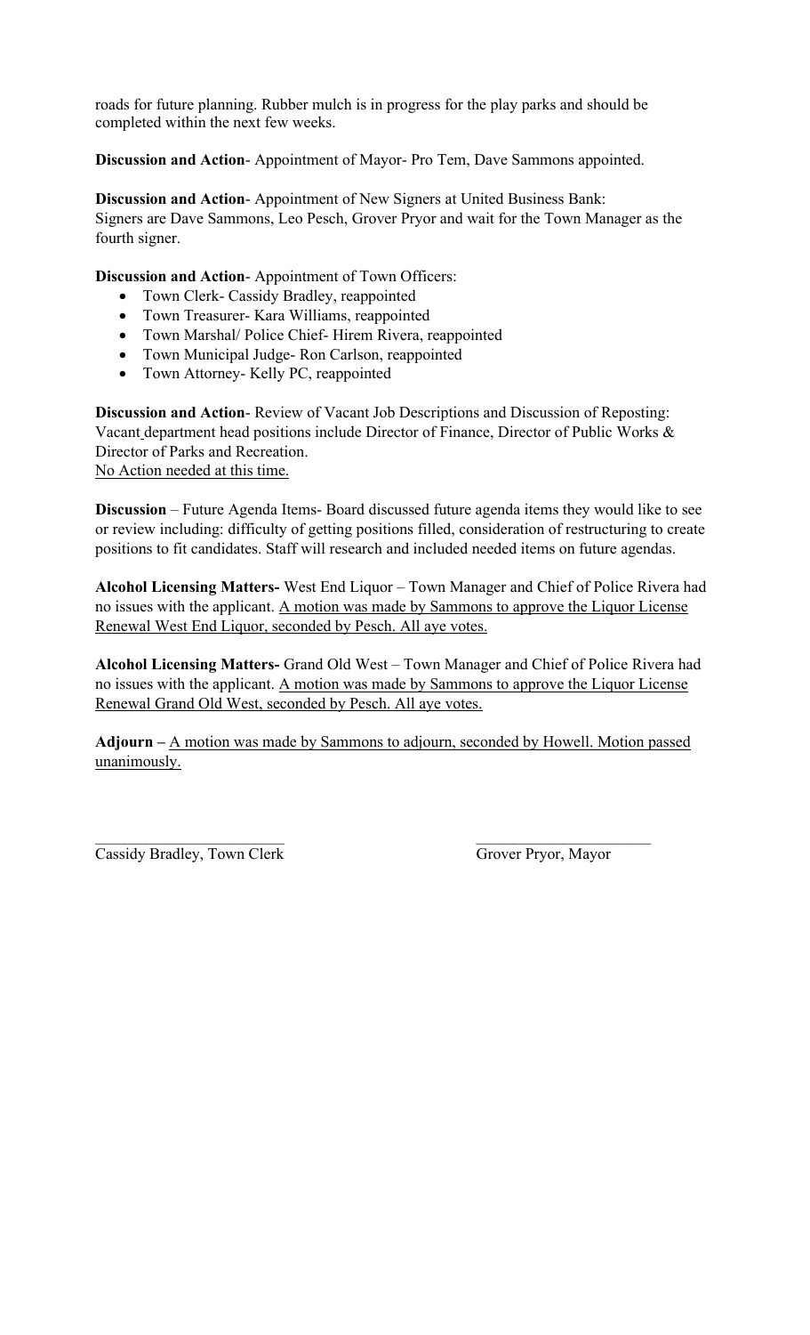roads for future planning. Rubber mulch is in progress for the play parks and should be completed within the next few weeks.

**Discussion and Action**- Appointment of Mayor- Pro Tem, Dave Sammons appointed.

**Discussion and Action**- Appointment of New Signers at United Business Bank:
Signers are Dave Sammons, Leo Pesch, Grover Pryor and wait for the Town Manager as the fourth signer.

**Discussion and Action**- Appointment of Town Officers:

- Town Clerk- Cassidy Bradley, reappointed
- Town Treasurer- Kara Williams, reappointed
- Town Marshal/ Police Chief- Hirem Rivera, reappointed
- Town Municipal Judge- Ron Carlson, reappointed
- Town Attorney- Kelly PC, reappointed

**Discussion and Action**- Review of Vacant Job Descriptions and Discussion of Reposting:
Vacant department head positions include Director of Finance, Director of Public Works & Director of Parks and Recreation.
<u>No Action needed at this time.</u>

**Discussion** – Future Agenda Items- Board discussed future agenda items they would like to see or review including: difficulty of getting positions filled, consideration of restructuring to create positions to fit candidates. Staff will research and included needed items on future agendas.

**Alcohol Licensing Matters-** West End Liquor – Town Manager and Chief of Police Rivera had no issues with the applicant. <u>A motion was made by Sammons to approve the Liquor License Renewal West End Liquor, seconded by Pesch. All aye votes.</u>

**Alcohol Licensing Matters-** Grand Old West – Town Manager and Chief of Police Rivera had no issues with the applicant. <u>A motion was made by Sammons to approve the Liquor License Renewal Grand Old West, seconded by Pesch. All aye votes.</u>

**Adjourn –** <u>A motion was made by Sammons to adjourn, seconded by Howell. Motion passed unanimously.</u>

______________________ ______________________
Cassidy Bradley, Town Clerk Grover Pryor, Mayor